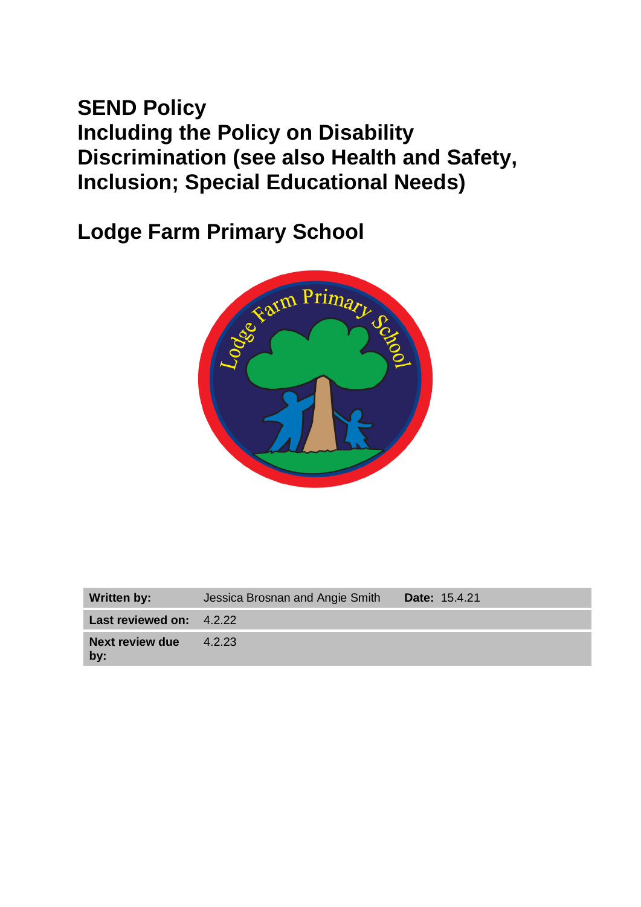# SEND Policy
# Including the Policy on Disability Discrimination (see also Health and Safety, Inclusion; Special Educational Needs)

## Lodge Farm Primary School

| | | | |
|---|---|---|---|
| **Written by:** | Jessica Brosnan and Angie Smith | **Date:** | 15.4.21 |
| **Last reviewed on:** | 4.2.22 | | |
| **Next review due by:** | 4.2.23 | | |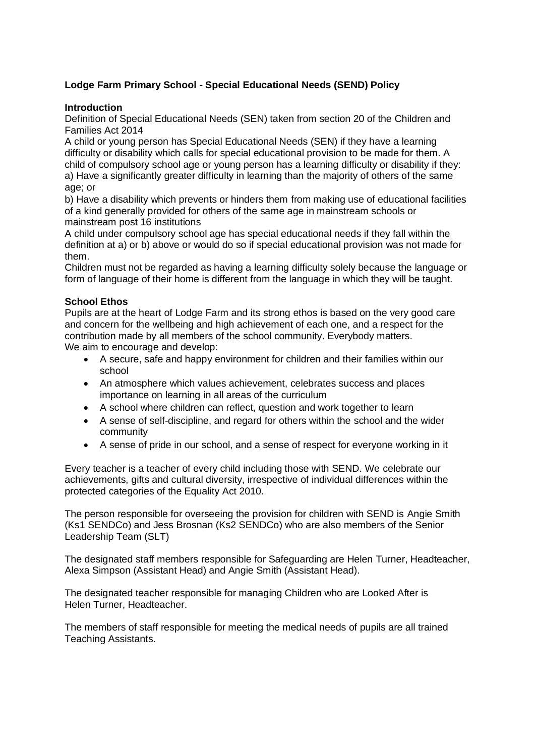## Lodge Farm Primary School - Special Educational Needs (SEND) Policy

### Introduction

Definition of Special Educational Needs (SEN) taken from section 20 of the Children and Families Act 2014

A child or young person has Special Educational Needs (SEN) if they have a learning difficulty or disability which calls for special educational provision to be made for them. A child of compulsory school age or young person has a learning difficulty or disability if they:

a) Have a significantly greater difficulty in learning than the majority of others of the same age; or

b) Have a disability which prevents or hinders them from making use of educational facilities of a kind generally provided for others of the same age in mainstream schools or mainstream post 16 institutions

A child under compulsory school age has special educational needs if they fall within the definition at a) or b) above or would do so if special educational provision was not made for them.

Children must not be regarded as having a learning difficulty solely because the language or form of language of their home is different from the language in which they will be taught.

### School Ethos

Pupils are at the heart of Lodge Farm and its strong ethos is based on the very good care and concern for the wellbeing and high achievement of each one, and a respect for the contribution made by all members of the school community. Everybody matters.

We aim to encourage and develop:

- A secure, safe and happy environment for children and their families within our school
- An atmosphere which values achievement, celebrates success and places importance on learning in all areas of the curriculum
- A school where children can reflect, question and work together to learn
- A sense of self-discipline, and regard for others within the school and the wider community
- A sense of pride in our school, and a sense of respect for everyone working in it

Every teacher is a teacher of every child including those with SEND. We celebrate our achievements, gifts and cultural diversity, irrespective of individual differences within the protected categories of the Equality Act 2010.

The person responsible for overseeing the provision for children with SEND is Angie Smith (Ks1 SENDCo) and Jess Brosnan (Ks2 SENDCo) who are also members of the Senior Leadership Team (SLT)

The designated staff members responsible for Safeguarding are Helen Turner, Headteacher, Alexa Simpson (Assistant Head) and Angie Smith (Assistant Head).

The designated teacher responsible for managing Children who are Looked After is Helen Turner, Headteacher.

The members of staff responsible for meeting the medical needs of pupils are all trained Teaching Assistants.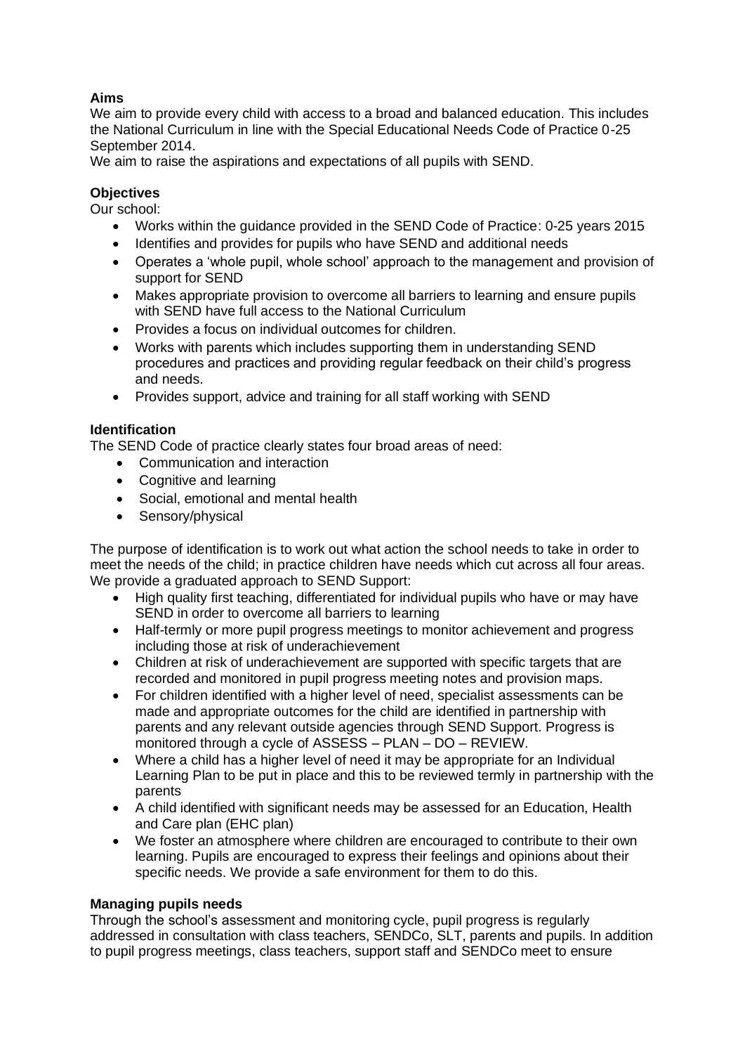**Aims**

We aim to provide every child with access to a broad and balanced education. This includes the National Curriculum in line with the Special Educational Needs Code of Practice 0-25 September 2014.

We aim to raise the aspirations and expectations of all pupils with SEND.

**Objectives**

Our school:

- Works within the guidance provided in the SEND Code of Practice: 0-25 years 2015
- Identifies and provides for pupils who have SEND and additional needs
- Operates a 'whole pupil, whole school' approach to the management and provision of support for SEND
- Makes appropriate provision to overcome all barriers to learning and ensure pupils with SEND have full access to the National Curriculum
- Provides a focus on individual outcomes for children.
- Works with parents which includes supporting them in understanding SEND procedures and practices and providing regular feedback on their child's progress and needs.
- Provides support, advice and training for all staff working with SEND

**Identification**

The SEND Code of practice clearly states four broad areas of need:

- Communication and interaction
- Cognitive and learning
- Social, emotional and mental health
- Sensory/physical

The purpose of identification is to work out what action the school needs to take in order to meet the needs of the child; in practice children have needs which cut across all four areas. We provide a graduated approach to SEND Support:

- High quality first teaching, differentiated for individual pupils who have or may have SEND in order to overcome all barriers to learning
- Half-termly or more pupil progress meetings to monitor achievement and progress including those at risk of underachievement
- Children at risk of underachievement are supported with specific targets that are recorded and monitored in pupil progress meeting notes and provision maps.
- For children identified with a higher level of need, specialist assessments can be made and appropriate outcomes for the child are identified in partnership with parents and any relevant outside agencies through SEND Support. Progress is monitored through a cycle of ASSESS – PLAN – DO – REVIEW.
- Where a child has a higher level of need it may be appropriate for an Individual Learning Plan to be put in place and this to be reviewed termly in partnership with the parents
- A child identified with significant needs may be assessed for an Education, Health and Care plan (EHC plan)
- We foster an atmosphere where children are encouraged to contribute to their own learning. Pupils are encouraged to express their feelings and opinions about their specific needs. We provide a safe environment for them to do this.

**Managing pupils needs**

Through the school's assessment and monitoring cycle, pupil progress is regularly addressed in consultation with class teachers, SENDCo, SLT, parents and pupils. In addition to pupil progress meetings, class teachers, support staff and SENDCo meet to ensure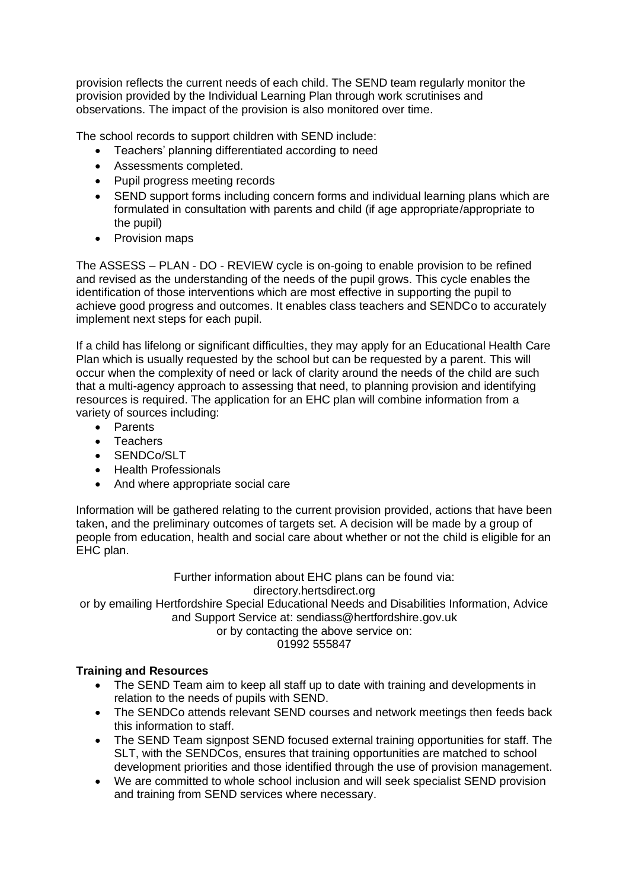provision reflects the current needs of each child. The SEND team regularly monitor the provision provided by the Individual Learning Plan through work scrutinises and observations. The impact of the provision is also monitored over time.

The school records to support children with SEND include:

- Teachers' planning differentiated according to need
- Assessments completed.
- Pupil progress meeting records
- SEND support forms including concern forms and individual learning plans which are formulated in consultation with parents and child (if age appropriate/appropriate to the pupil)
- Provision maps

The ASSESS – PLAN - DO - REVIEW cycle is on-going to enable provision to be refined and revised as the understanding of the needs of the pupil grows. This cycle enables the identification of those interventions which are most effective in supporting the pupil to achieve good progress and outcomes. It enables class teachers and SENDCo to accurately implement next steps for each pupil.

If a child has lifelong or significant difficulties, they may apply for an Educational Health Care Plan which is usually requested by the school but can be requested by a parent. This will occur when the complexity of need or lack of clarity around the needs of the child are such that a multi-agency approach to assessing that need, to planning provision and identifying resources is required. The application for an EHC plan will combine information from a variety of sources including:

- Parents
- Teachers
- SENDCo/SLT
- Health Professionals
- And where appropriate social care

Information will be gathered relating to the current provision provided, actions that have been taken, and the preliminary outcomes of targets set. A decision will be made by a group of people from education, health and social care about whether or not the child is eligible for an EHC plan.

Further information about EHC plans can be found via:
directory.hertsdirect.org
or by emailing Hertfordshire Special Educational Needs and Disabilities Information, Advice and Support Service at: sendiass@hertfordshire.gov.uk
or by contacting the above service on:
01992 555847

**Training and Resources**

- The SEND Team aim to keep all staff up to date with training and developments in relation to the needs of pupils with SEND.
- The SENDCo attends relevant SEND courses and network meetings then feeds back this information to staff.
- The SEND Team signpost SEND focused external training opportunities for staff. The SLT, with the SENDCos, ensures that training opportunities are matched to school development priorities and those identified through the use of provision management.
- We are committed to whole school inclusion and will seek specialist SEND provision and training from SEND services where necessary.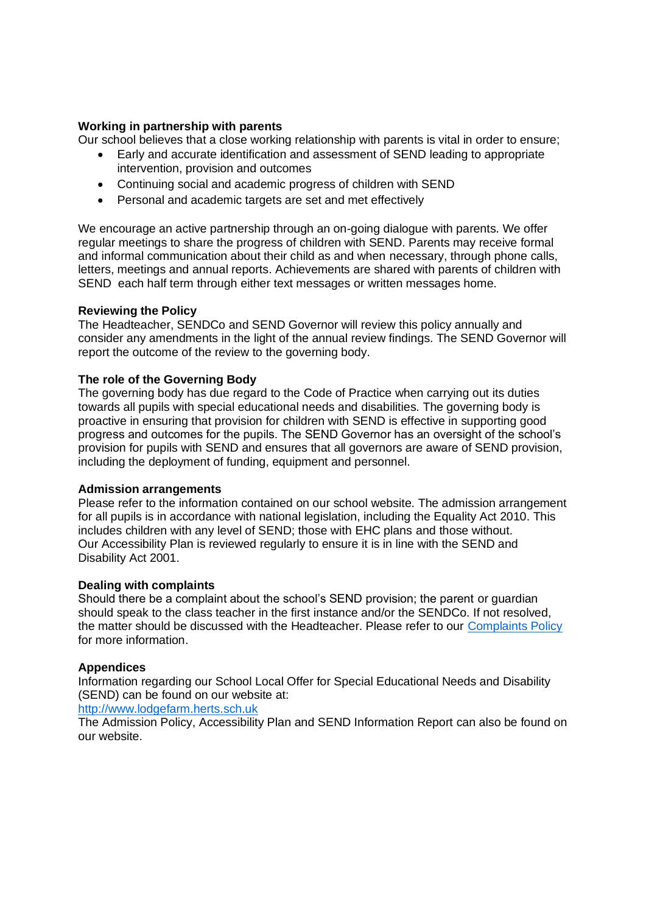**Working in partnership with parents**

Our school believes that a close working relationship with parents is vital in order to ensure;

- Early and accurate identification and assessment of SEND leading to appropriate intervention, provision and outcomes
- Continuing social and academic progress of children with SEND
- Personal and academic targets are set and met effectively

We encourage an active partnership through an on-going dialogue with parents. We offer regular meetings to share the progress of children with SEND. Parents may receive formal and informal communication about their child as and when necessary, through phone calls, letters, meetings and annual reports. Achievements are shared with parents of children with SEND each half term through either text messages or written messages home.

**Reviewing the Policy**

The Headteacher, SENDCo and SEND Governor will review this policy annually and consider any amendments in the light of the annual review findings. The SEND Governor will report the outcome of the review to the governing body.

**The role of the Governing Body**

The governing body has due regard to the Code of Practice when carrying out its duties towards all pupils with special educational needs and disabilities. The governing body is proactive in ensuring that provision for children with SEND is effective in supporting good progress and outcomes for the pupils. The SEND Governor has an oversight of the school's provision for pupils with SEND and ensures that all governors are aware of SEND provision, including the deployment of funding, equipment and personnel.

**Admission arrangements**

Please refer to the information contained on our school website. The admission arrangement for all pupils is in accordance with national legislation, including the Equality Act 2010. This includes children with any level of SEND; those with EHC plans and those without.
Our Accessibility Plan is reviewed regularly to ensure it is in line with the SEND and Disability Act 2001.

**Dealing with complaints**

Should there be a complaint about the school's SEND provision; the parent or guardian should speak to the class teacher in the first instance and/or the SENDCo. If not resolved, the matter should be discussed with the Headteacher. Please refer to our Complaints Policy for more information.

**Appendices**

Information regarding our School Local Offer for Special Educational Needs and Disability (SEND) can be found on our website at:
http://www.lodgefarm.herts.sch.uk
The Admission Policy, Accessibility Plan and SEND Information Report can also be found on our website.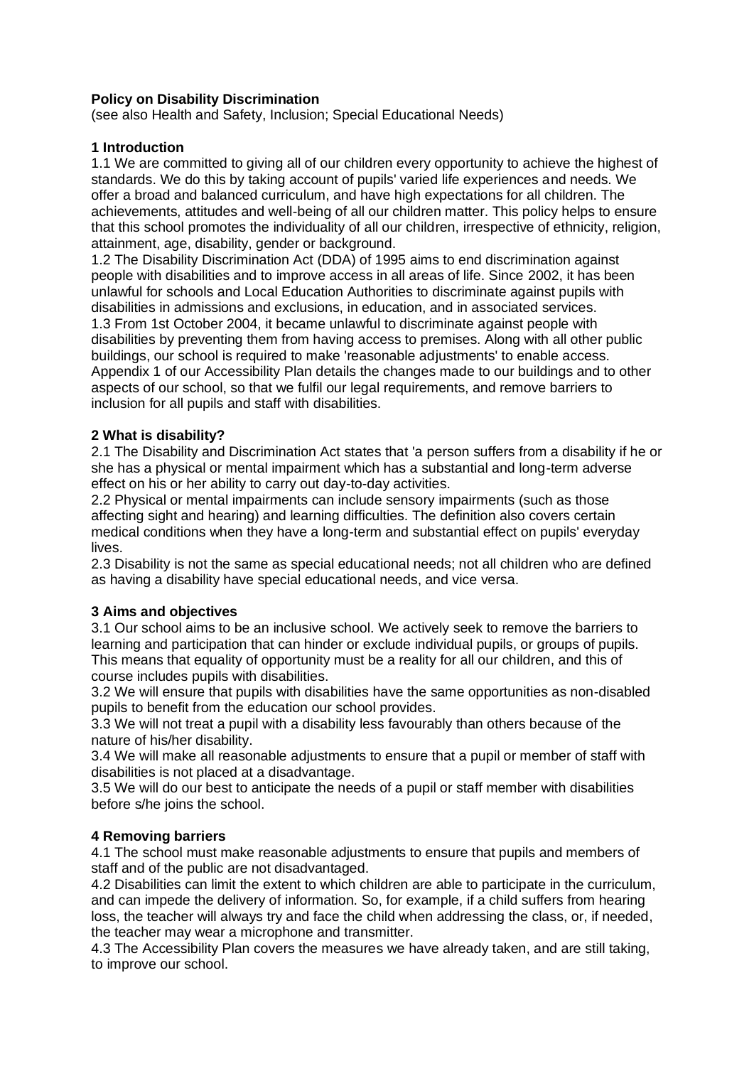**Policy on Disability Discrimination**
(see also Health and Safety, Inclusion; Special Educational Needs)

**1 Introduction**

1.1 We are committed to giving all of our children every opportunity to achieve the highest of standards. We do this by taking account of pupils' varied life experiences and needs. We offer a broad and balanced curriculum, and have high expectations for all children. The achievements, attitudes and well-being of all our children matter. This policy helps to ensure that this school promotes the individuality of all our children, irrespective of ethnicity, religion, attainment, age, disability, gender or background.

1.2 The Disability Discrimination Act (DDA) of 1995 aims to end discrimination against people with disabilities and to improve access in all areas of life. Since 2002, it has been unlawful for schools and Local Education Authorities to discriminate against pupils with disabilities in admissions and exclusions, in education, and in associated services.

1.3 From 1st October 2004, it became unlawful to discriminate against people with disabilities by preventing them from having access to premises. Along with all other public buildings, our school is required to make 'reasonable adjustments' to enable access. Appendix 1 of our Accessibility Plan details the changes made to our buildings and to other aspects of our school, so that we fulfil our legal requirements, and remove barriers to inclusion for all pupils and staff with disabilities.

**2 What is disability?**

2.1 The Disability and Discrimination Act states that 'a person suffers from a disability if he or she has a physical or mental impairment which has a substantial and long-term adverse effect on his or her ability to carry out day-to-day activities.

2.2 Physical or mental impairments can include sensory impairments (such as those affecting sight and hearing) and learning difficulties. The definition also covers certain medical conditions when they have a long-term and substantial effect on pupils' everyday lives.

2.3 Disability is not the same as special educational needs; not all children who are defined as having a disability have special educational needs, and vice versa.

**3 Aims and objectives**

3.1 Our school aims to be an inclusive school. We actively seek to remove the barriers to learning and participation that can hinder or exclude individual pupils, or groups of pupils. This means that equality of opportunity must be a reality for all our children, and this of course includes pupils with disabilities.

3.2 We will ensure that pupils with disabilities have the same opportunities as non-disabled pupils to benefit from the education our school provides.

3.3 We will not treat a pupil with a disability less favourably than others because of the nature of his/her disability.

3.4 We will make all reasonable adjustments to ensure that a pupil or member of staff with disabilities is not placed at a disadvantage.

3.5 We will do our best to anticipate the needs of a pupil or staff member with disabilities before s/he joins the school.

**4 Removing barriers**

4.1 The school must make reasonable adjustments to ensure that pupils and members of staff and of the public are not disadvantaged.

4.2 Disabilities can limit the extent to which children are able to participate in the curriculum, and can impede the delivery of information. So, for example, if a child suffers from hearing loss, the teacher will always try and face the child when addressing the class, or, if needed, the teacher may wear a microphone and transmitter.

4.3 The Accessibility Plan covers the measures we have already taken, and are still taking, to improve our school.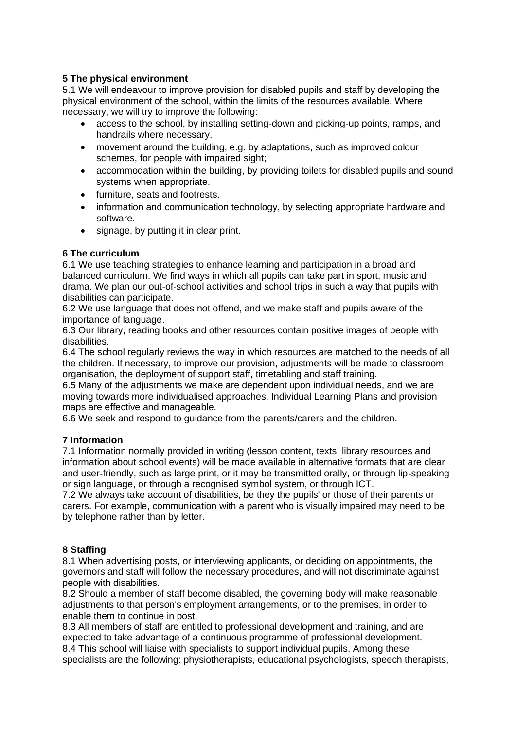**5 The physical environment**

5.1 We will endeavour to improve provision for disabled pupils and staff by developing the physical environment of the school, within the limits of the resources available. Where necessary, we will try to improve the following:

- access to the school, by installing setting-down and picking-up points, ramps, and handrails where necessary.
- movement around the building, e.g. by adaptations, such as improved colour schemes, for people with impaired sight;
- accommodation within the building, by providing toilets for disabled pupils and sound systems when appropriate.
- furniture, seats and footrests.
- information and communication technology, by selecting appropriate hardware and software.
- signage, by putting it in clear print.

**6 The curriculum**

6.1 We use teaching strategies to enhance learning and participation in a broad and balanced curriculum. We find ways in which all pupils can take part in sport, music and drama. We plan our out-of-school activities and school trips in such a way that pupils with disabilities can participate.

6.2 We use language that does not offend, and we make staff and pupils aware of the importance of language.

6.3 Our library, reading books and other resources contain positive images of people with disabilities.

6.4 The school regularly reviews the way in which resources are matched to the needs of all the children. If necessary, to improve our provision, adjustments will be made to classroom organisation, the deployment of support staff, timetabling and staff training.

6.5 Many of the adjustments we make are dependent upon individual needs, and we are moving towards more individualised approaches. Individual Learning Plans and provision maps are effective and manageable.

6.6 We seek and respond to guidance from the parents/carers and the children.

**7 Information**

7.1 Information normally provided in writing (lesson content, texts, library resources and information about school events) will be made available in alternative formats that are clear and user-friendly, such as large print, or it may be transmitted orally, or through lip-speaking or sign language, or through a recognised symbol system, or through ICT.

7.2 We always take account of disabilities, be they the pupils' or those of their parents or carers. For example, communication with a parent who is visually impaired may need to be by telephone rather than by letter.

**8 Staffing**

8.1 When advertising posts, or interviewing applicants, or deciding on appointments, the governors and staff will follow the necessary procedures, and will not discriminate against people with disabilities.

8.2 Should a member of staff become disabled, the governing body will make reasonable adjustments to that person's employment arrangements, or to the premises, in order to enable them to continue in post.

8.3 All members of staff are entitled to professional development and training, and are expected to take advantage of a continuous programme of professional development.

8.4 This school will liaise with specialists to support individual pupils. Among these specialists are the following: physiotherapists, educational psychologists, speech therapists,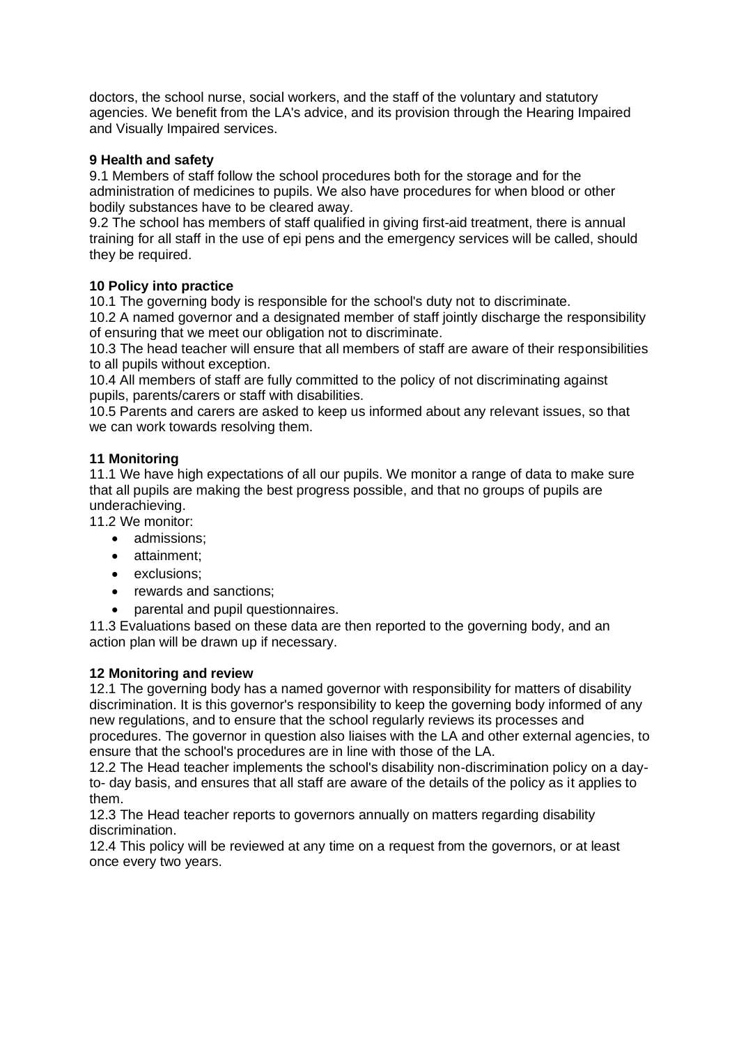doctors, the school nurse, social workers, and the staff of the voluntary and statutory agencies. We benefit from the LA's advice, and its provision through the Hearing Impaired and Visually Impaired services.

**9 Health and safety**

9.1 Members of staff follow the school procedures both for the storage and for the administration of medicines to pupils. We also have procedures for when blood or other bodily substances have to be cleared away.

9.2 The school has members of staff qualified in giving first-aid treatment, there is annual training for all staff in the use of epi pens and the emergency services will be called, should they be required.

**10 Policy into practice**

10.1 The governing body is responsible for the school's duty not to discriminate.

10.2 A named governor and a designated member of staff jointly discharge the responsibility of ensuring that we meet our obligation not to discriminate.

10.3 The head teacher will ensure that all members of staff are aware of their responsibilities to all pupils without exception.

10.4 All members of staff are fully committed to the policy of not discriminating against pupils, parents/carers or staff with disabilities.

10.5 Parents and carers are asked to keep us informed about any relevant issues, so that we can work towards resolving them.

**11 Monitoring**

11.1 We have high expectations of all our pupils. We monitor a range of data to make sure that all pupils are making the best progress possible, and that no groups of pupils are underachieving.

11.2 We monitor:

- admissions;
- attainment;
- exclusions;
- rewards and sanctions;
- parental and pupil questionnaires.

11.3 Evaluations based on these data are then reported to the governing body, and an action plan will be drawn up if necessary.

**12 Monitoring and review**

12.1 The governing body has a named governor with responsibility for matters of disability discrimination. It is this governor's responsibility to keep the governing body informed of any new regulations, and to ensure that the school regularly reviews its processes and procedures. The governor in question also liaises with the LA and other external agencies, to ensure that the school's procedures are in line with those of the LA.

12.2 The Head teacher implements the school's disability non-discrimination policy on a day-to- day basis, and ensures that all staff are aware of the details of the policy as it applies to them.

12.3 The Head teacher reports to governors annually on matters regarding disability discrimination.

12.4 This policy will be reviewed at any time on a request from the governors, or at least once every two years.